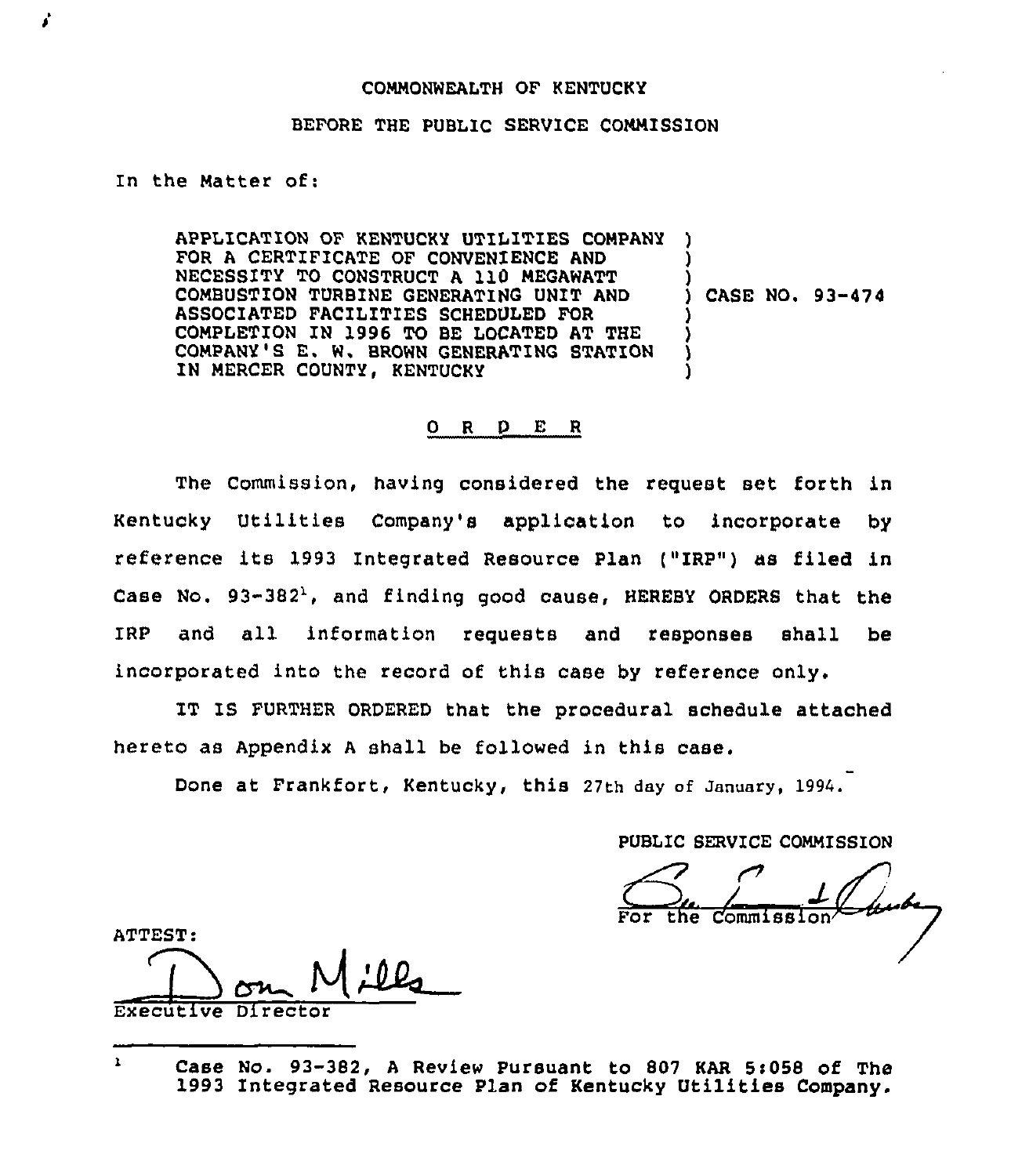COMMONWEALTH OF KENTUCKY

BEFORE THE PUBLIC SERVICE COMMISSION

In the Matter of:

| | |
|---|---|
| APPLICATION OF KENTUCKY UTILITIES COMPANY FOR A CERTIFICATE OF CONVENIENCE AND NECESSITY TO CONSTRUCT A 110 MEGAWATT COMBUSTION TURBINE GENERATING UNIT AND ASSOCIATED FACILITIES SCHEDULED FOR COMPLETION IN 1996 TO BE LOCATED AT THE COMPANY'S E. W. BROWN GENERATING STATION IN MERCER COUNTY, KENTUCKY | ) CASE NO. 93-474 |

## O R D E R

The Commission, having considered the request set forth in Kentucky Utilities Company's application to incorporate by reference its 1993 Integrated Resource Plan ("IRP") as filed in Case No. 93-382[1], and finding good cause, HEREBY ORDERS that the IRP and all information requests and responses shall be incorporated into the record of this case by reference only.

IT IS FURTHER ORDERED that the procedural schedule attached hereto as Appendix A shall be followed in this case.

Done at Frankfort, Kentucky, this 27th day of January, 1994.

PUBLIC SERVICE COMMISSION

For the Commission

ATTEST:

Executive Director

---

[1] Case No. 93-382, A Review Pursuant to 807 KAR 5:058 of The 1993 Integrated Resource Plan of Kentucky Utilities Company.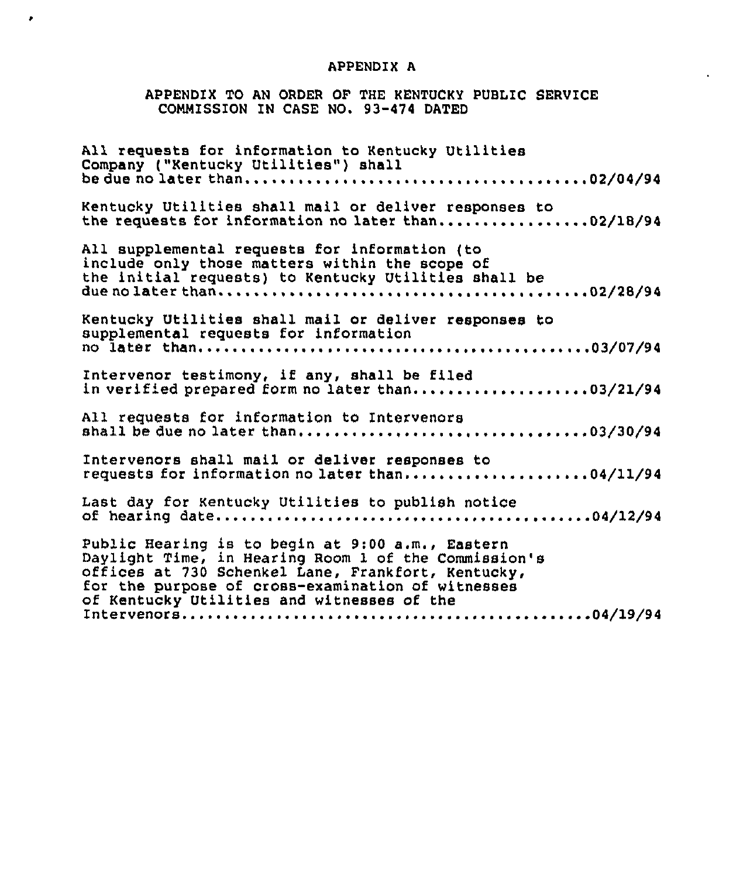# APPENDIX A

## APPENDIX TO AN ORDER OF THE KENTUCKY PUBLIC SERVICE COMMISSION IN CASE NO. 93-474 DATED

All requests for information to Kentucky Utilities Company ("Kentucky Utilities") shall be due no later than........................................02/04/94

Kentucky Utilities shall mail or deliver responses to the requests for information no later than.................02/18/94

All supplemental requests for information (to include only those matters within the scope of the initial requests) to Kentucky Utilities shall be due no later than..........................................02/28/94

Kentucky Utilities shall mail or deliver responses to supplemental requests for information no later than.............................................03/07/94

Intervenor testimony, if any, shall be filed in verified prepared form no later than....................03/21/94

All requests for information to Intervenors shall be due no later than................................03/30/94

Intervenors shall mail or deliver responses to requests for information no later than.....................04/11/94

Last day for Kentucky Utilities to publish notice of hearing date...........................................04/12/94

Public Hearing is to begin at 9:00 a.m., Eastern Daylight Time, in Hearing Room 1 of the Commission's offices at 730 Schenkel Lane, Frankfort, Kentucky, for the purpose of cross-examination of witnesses of Kentucky Utilities and witnesses of the Intervenors...............................................04/19/94